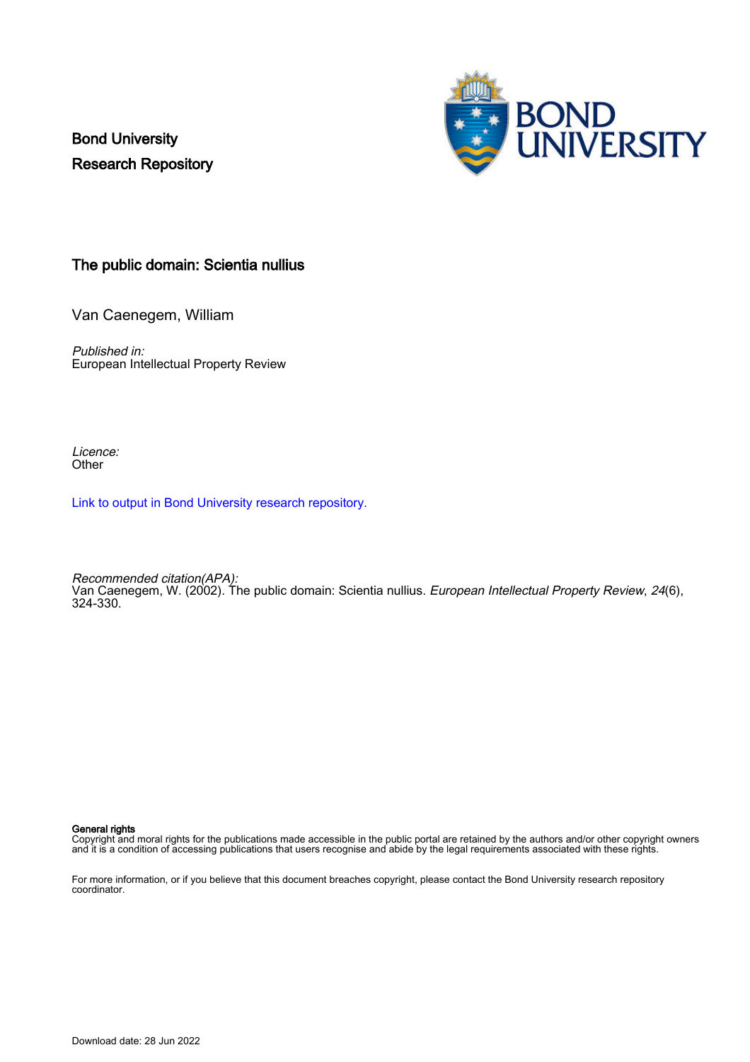Bond University
Research Repository

# The public domain: Scientia nullius

Van Caenegem, William

*Published in:*
European Intellectual Property Review

*Licence:*
Other

Link to output in Bond University research repository.

*Recommended citation(APA):*
Van Caenegem, W. (2002). The public domain: Scientia nullius. *European Intellectual Property Review*, *24*(6), 324-330.

**General rights**
Copyright and moral rights for the publications made accessible in the public portal are retained by the authors and/or other copyright owners and it is a condition of accessing publications that users recognise and abide by the legal requirements associated with these rights.

For more information, or if you believe that this document breaches copyright, please contact the Bond University research repository coordinator.

Download date: 28 Jun 2022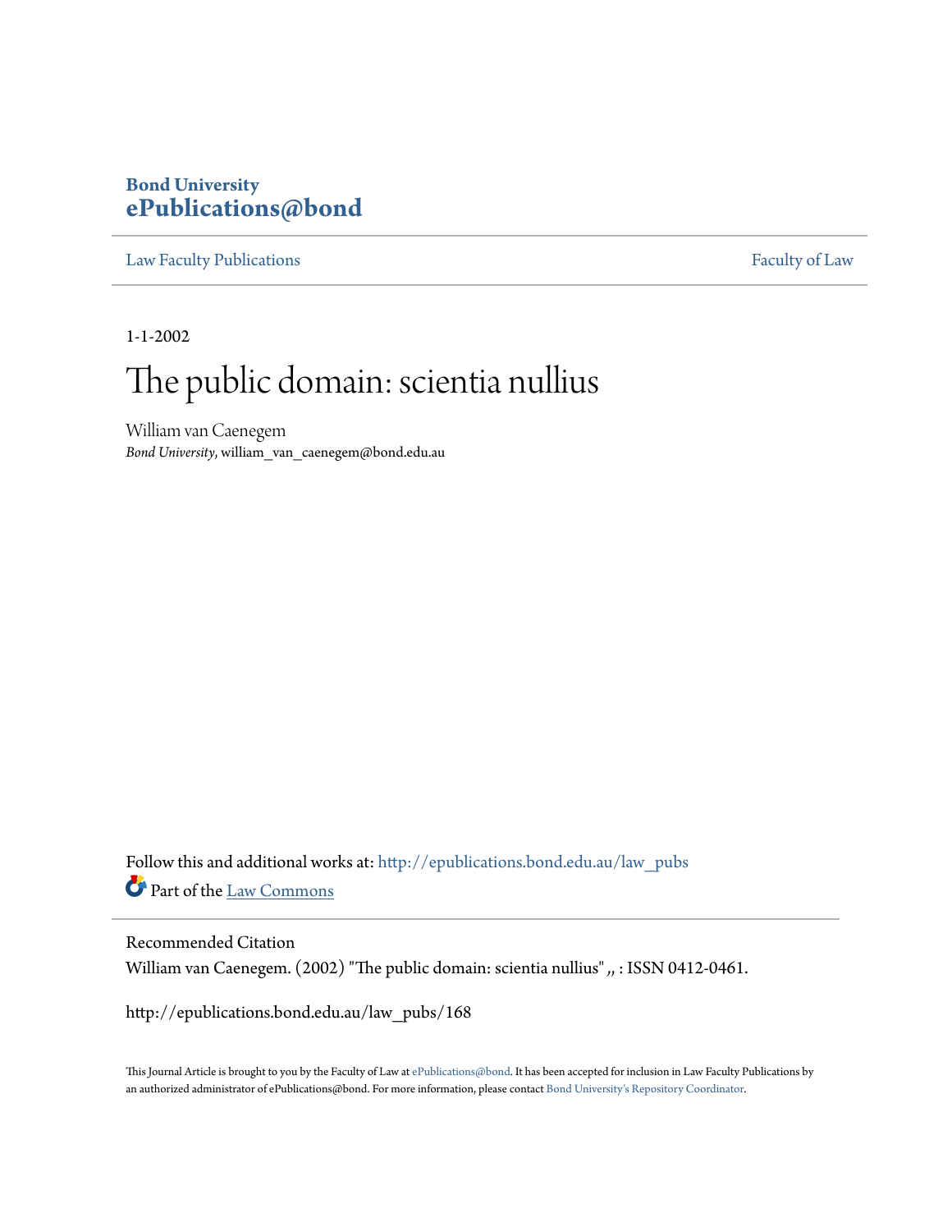# Bond University
# ePublications@bond

Law Faculty Publications | Faculty of Law

1-1-2002

# The public domain: scientia nullius

William van Caenegem
*Bond University*, william_van_caenegem@bond.edu.au

Follow this and additional works at: http://epublications.bond.edu.au/law_pubs
Part of the Law Commons

Recommended Citation
William van Caenegem. (2002) "The public domain: scientia nullius" ,, : ISSN 0412-0461.

http://epublications.bond.edu.au/law_pubs/168

This Journal Article is brought to you by the Faculty of Law at ePublications@bond. It has been accepted for inclusion in Law Faculty Publications by an authorized administrator of ePublications@bond. For more information, please contact Bond University's Repository Coordinator.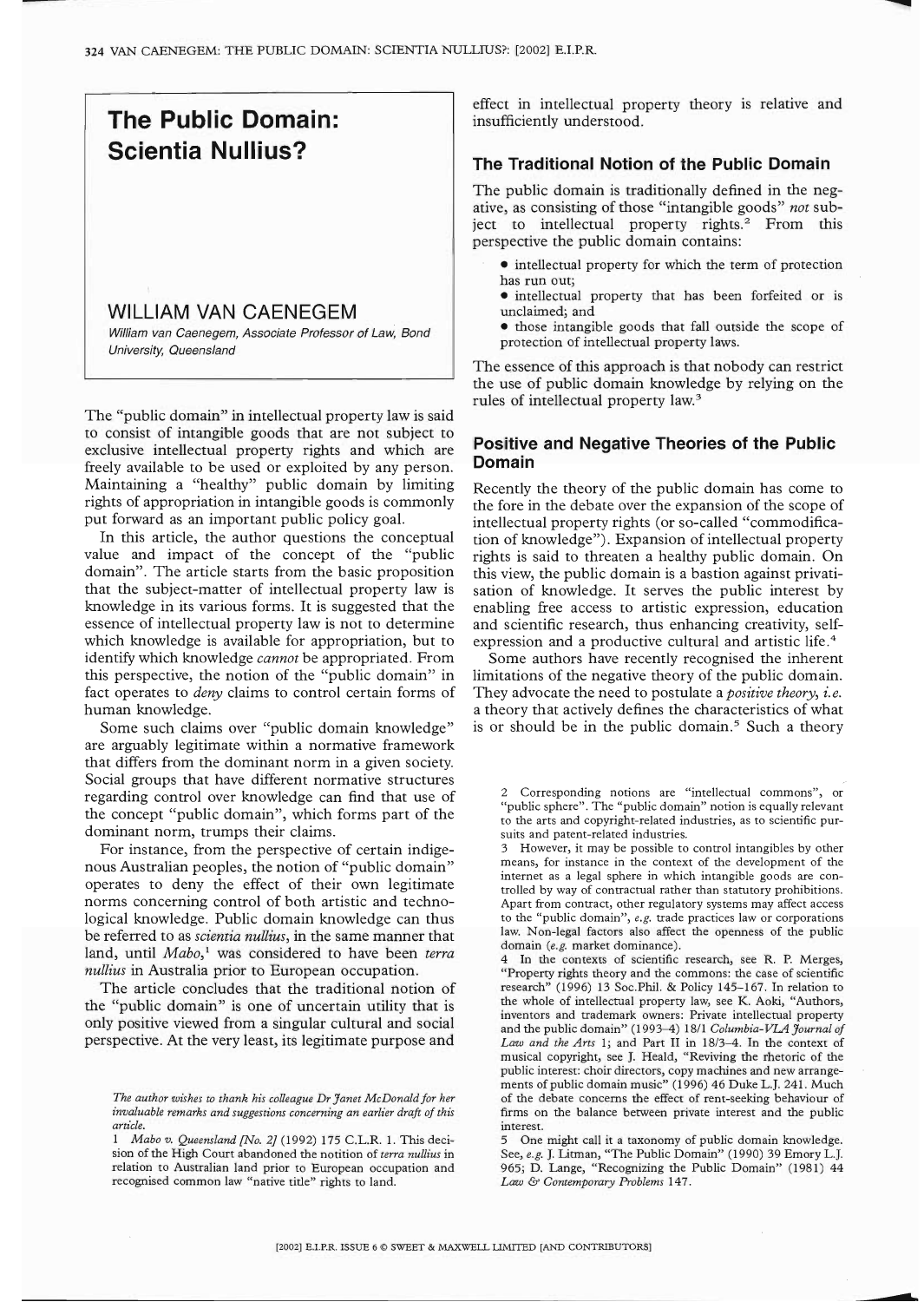# The Public Domain: Scientia Nullius?

## WILLIAM VAN CAENEGEM

*William van Caenegem, Associate Professor of Law, Bond University, Queensland*

The "public domain" in intellectual property law is said to consist of intangible goods that are not subject to exclusive intellectual property rights and which are freely available to be used or exploited by any person. Maintaining a "healthy" public domain by limiting rights of appropriation in intangible goods is commonly put forward as an important public policy goal.

In this article, the author questions the conceptual value and impact of the concept of the "public domain". The article starts from the basic proposition that the subject-matter of intellectual property law is knowledge in its various forms. It is suggested that the essence of intellectual property law is not to determine which knowledge is available for appropriation, but to identify which knowledge *cannot* be appropriated. From this perspective, the notion of the "public domain" in fact operates to *deny* claims to control certain forms of human knowledge.

Some such claims over "public domain knowledge" are arguably legitimate within a normative framework that differs from the dominant norm in a given society. Social groups that have different normative structures regarding control over knowledge can find that use of the concept "public domain", which forms part of the dominant norm, trumps their claims.

For instance, from the perspective of certain indigenous Australian peoples, the notion of "public domain" operates to deny the effect of their own legitimate norms concerning control of both artistic and technological knowledge. Public domain knowledge can thus be referred to as *scientia nullius*, in the same manner that land, until *Mabo*,[1] was considered to have been *terra nullius* in Australia prior to European occupation.

The article concludes that the traditional notion of the "public domain" is one of uncertain utility that is only positive viewed from a singular cultural and social perspective. At the very least, its legitimate purpose and effect in intellectual property theory is relative and insufficiently understood.

### The Traditional Notion of the Public Domain

The public domain is traditionally defined in the negative, as consisting of those "intangible goods" *not* subject to intellectual property rights.[2] From this perspective the public domain contains:

- intellectual property for which the term of protection has run out;
- intellectual property that has been forfeited or is unclaimed; and
- those intangible goods that fall outside the scope of protection of intellectual property laws.

The essence of this approach is that nobody can restrict the use of public domain knowledge by relying on the rules of intellectual property law.[3]

### Positive and Negative Theories of the Public Domain

Recently the theory of the public domain has come to the fore in the debate over the expansion of the scope of intellectual property rights (or so-called "commodification of knowledge"). Expansion of intellectual property rights is said to threaten a healthy public domain. On this view, the public domain is a bastion against privatisation of knowledge. It serves the public interest by enabling free access to artistic expression, education and scientific research, thus enhancing creativity, self-expression and a productive cultural and artistic life.[4]

Some authors have recently recognised the inherent limitations of the negative theory of the public domain. They advocate the need to postulate a *positive theory*, *i.e.* a theory that actively defines the characteristics of what is or should be in the public domain.[5] Such a theory

*The author wishes to thank his colleague Dr Janet McDonald for her invaluable remarks and suggestions concerning an earlier draft of this article.*

1 *Mabo v. Queensland [No. 2]* (1992) 175 C.L.R. 1. This decision of the High Court abandoned the notition of *terra nullius* in relation to Australian land prior to European occupation and recognised common law "native title" rights to land.

2 Corresponding notions are "intellectual commons", or "public sphere". The "public domain" notion is equally relevant to the arts and copyright-related industries, as to scientific pursuits and patent-related industries.

3 However, it may be possible to control intangibles by other means, for instance in the context of the development of the internet as a legal sphere in which intangible goods are controlled by way of contractual rather than statutory prohibitions. Apart from contract, other regulatory systems may affect access to the "public domain", *e.g.* trade practices law or corporations law. Non-legal factors also affect the openness of the public domain (*e.g.* market dominance).

4 In the contexts of scientific research, see R. P. Merges, "Property rights theory and the commons: the case of scientific research" (1996) 13 Soc.Phil. & Policy 145–167. In relation to the whole of intellectual property law, see K. Aoki, "Authors, inventors and trademark owners: Private intellectual property and the public domain" (1993–4) 18/1 *Columbia-VLA Journal of Law and the Arts* 1; and Part II in 18/3–4. In the context of musical copyright, see J. Heald, "Reviving the rhetoric of the public interest: choir directors, copy machines and new arrangements of public domain music" (1996) 46 Duke L.J. 241. Much of the debate concerns the effect of rent-seeking behaviour of firms on the balance between private interest and the public interest.

5 One might call it a taxonomy of public domain knowledge. See, *e.g.* J. Litman, "The Public Domain" (1990) 39 Emory L.J. 965; D. Lange, "Recognizing the Public Domain" (1981) 44 *Law & Contemporary Problems* 147.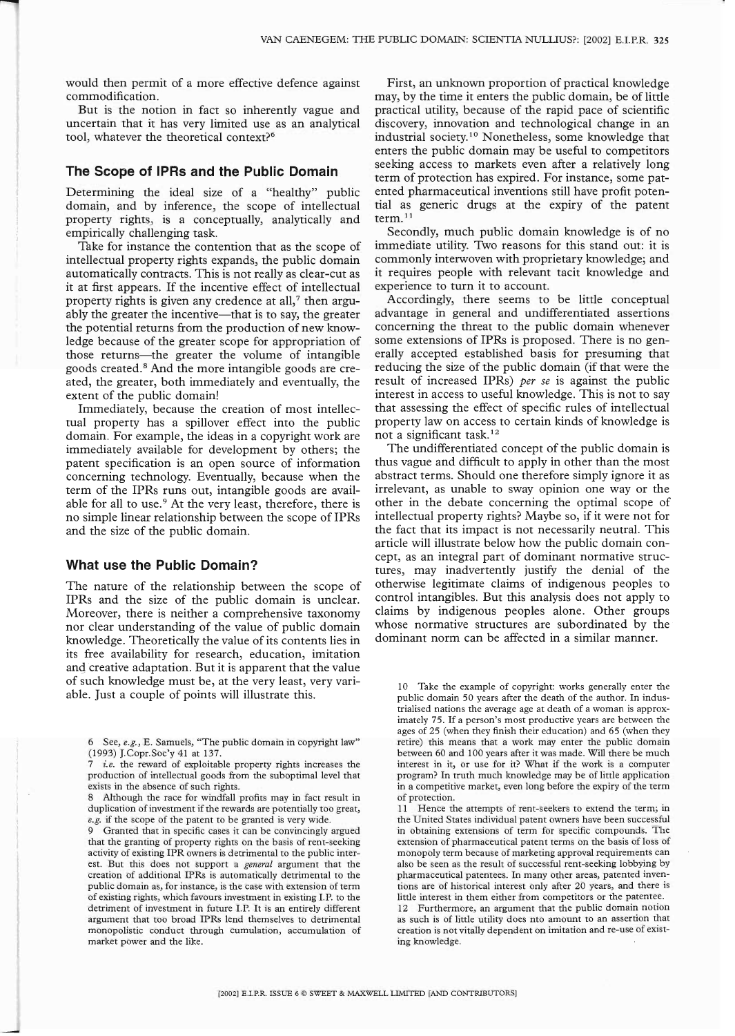would then permit of a more effective defence against commodification.

But is the notion in fact so inherently vague and uncertain that it has very limited use as an analytical tool, whatever the theoretical context?[6]

## The Scope of IPRs and the Public Domain

Determining the ideal size of a "healthy" public domain, and by inference, the scope of intellectual property rights, is a conceptually, analytically and empirically challenging task.

Take for instance the contention that as the scope of intellectual property rights expands, the public domain automatically contracts. This is not really as clear-cut as it at first appears. If the incentive effect of intellectual property rights is given any credence at all,[7] then arguably the greater the incentive—that is to say, the greater the potential returns from the production of new knowledge because of the greater scope for appropriation of those returns—the greater the volume of intangible goods created.[8] And the more intangible goods are created, the greater, both immediately and eventually, the extent of the public domain!

Immediately, because the creation of most intellectual property has a spillover effect into the public domain. For example, the ideas in a copyright work are immediately available for development by others; the patent specification is an open source of information concerning technology. Eventually, because when the term of the IPRs runs out, intangible goods are available for all to use.[9] At the very least, therefore, there is no simple linear relationship between the scope of IPRs and the size of the public domain.

## What use the Public Domain?

The nature of the relationship between the scope of IPRs and the size of the public domain is unclear. Moreover, there is neither a comprehensive taxonomy nor clear understanding of the value of public domain knowledge. Theoretically the value of its contents lies in its free availability for research, education, imitation and creative adaptation. But it is apparent that the value of such knowledge must be, at the very least, very variable. Just a couple of points will illustrate this.

First, an unknown proportion of practical knowledge may, by the time it enters the public domain, be of little practical utility, because of the rapid pace of scientific discovery, innovation and technological change in an industrial society.[10] Nonetheless, some knowledge that enters the public domain may be useful to competitors seeking access to markets even after a relatively long term of protection has expired. For instance, some patented pharmaceutical inventions still have profit potential as generic drugs at the expiry of the patent term.[11]

Secondly, much public domain knowledge is of no immediate utility. Two reasons for this stand out: it is commonly interwoven with proprietary knowledge; and it requires people with relevant tacit knowledge and experience to turn it to account.

Accordingly, there seems to be little conceptual advantage in general and undifferentiated assertions concerning the threat to the public domain whenever some extensions of IPRs is proposed. There is no generally accepted established basis for presuming that reducing the size of the public domain (if that were the result of increased IPRs) *per se* is against the public interest in access to useful knowledge. This is not to say that assessing the effect of specific rules of intellectual property law on access to certain kinds of knowledge is not a significant task.[12]

The undifferentiated concept of the public domain is thus vague and difficult to apply in other than the most abstract terms. Should one therefore simply ignore it as irrelevant, as unable to sway opinion one way or the other in the debate concerning the optimal scope of intellectual property rights? Maybe so, if it were not for the fact that its impact is not necessarily neutral. This article will illustrate below how the public domain concept, as an integral part of dominant normative structures, may inadvertently justify the denial of the otherwise legitimate claims of indigenous peoples to control intangibles. But this analysis does not apply to claims by indigenous peoples alone. Other groups whose normative structures are subordinated by the dominant norm can be affected in a similar manner.

---

6 See, *e.g.*, E. Samuels, "The public domain in copyright law" (1993) J.Copr.Soc'y 41 at 137.

7 *i.e.* the reward of exploitable property rights increases the production of intellectual goods from the suboptimal level that exists in the absence of such rights.

8 Although the race for windfall profits may in fact result in duplication of investment if the rewards are potentially too great, *e.g.* if the scope of the patent to be granted is very wide.

9 Granted that in specific cases it can be convincingly argued that the granting of property rights on the basis of rent-seeking activity of existing IPR owners is detrimental to the public interest. But this does not support a *general* argument that the creation of additional IPRs is automatically detrimental to the public domain as, for instance, is the case with extension of term of existing rights, which favours investment in existing I.P. to the detriment of investment in future I.P. It is an entirely different argument that too broad IPRs lend themselves to detrimental monopolistic conduct through cumulation, accumulation of market power and the like.

10 Take the example of copyright: works generally enter the public domain 50 years after the death of the author. In industrialised nations the average age at death of a woman is approximately 75. If a person's most productive years are between the ages of 25 (when they finish their education) and 65 (when they retire) this means that a work may enter the public domain between 60 and 100 years after it was made. Will there be much interest in it, or use for it? What if the work is a computer program? In truth much knowledge may be of little application in a competitive market, even long before the expiry of the term of protection.

11 Hence the attempts of rent-seekers to extend the term; in the United States individual patent owners have been successful in obtaining extensions of term for specific compounds. The extension of pharmaceutical patent terms on the basis of loss of monopoly term because of marketing approval requirements can also be seen as the result of successful rent-seeking lobbying by pharmaceutical patentees. In many other areas, patented inventions are of historical interest only after 20 years, and there is little interest in them either from competitors or the patentee.

12 Furthermore, an argument that the public domain notion as such is of little utility does nto amount to an assertion that creation is not vitally dependent on imitation and re-use of existing knowledge.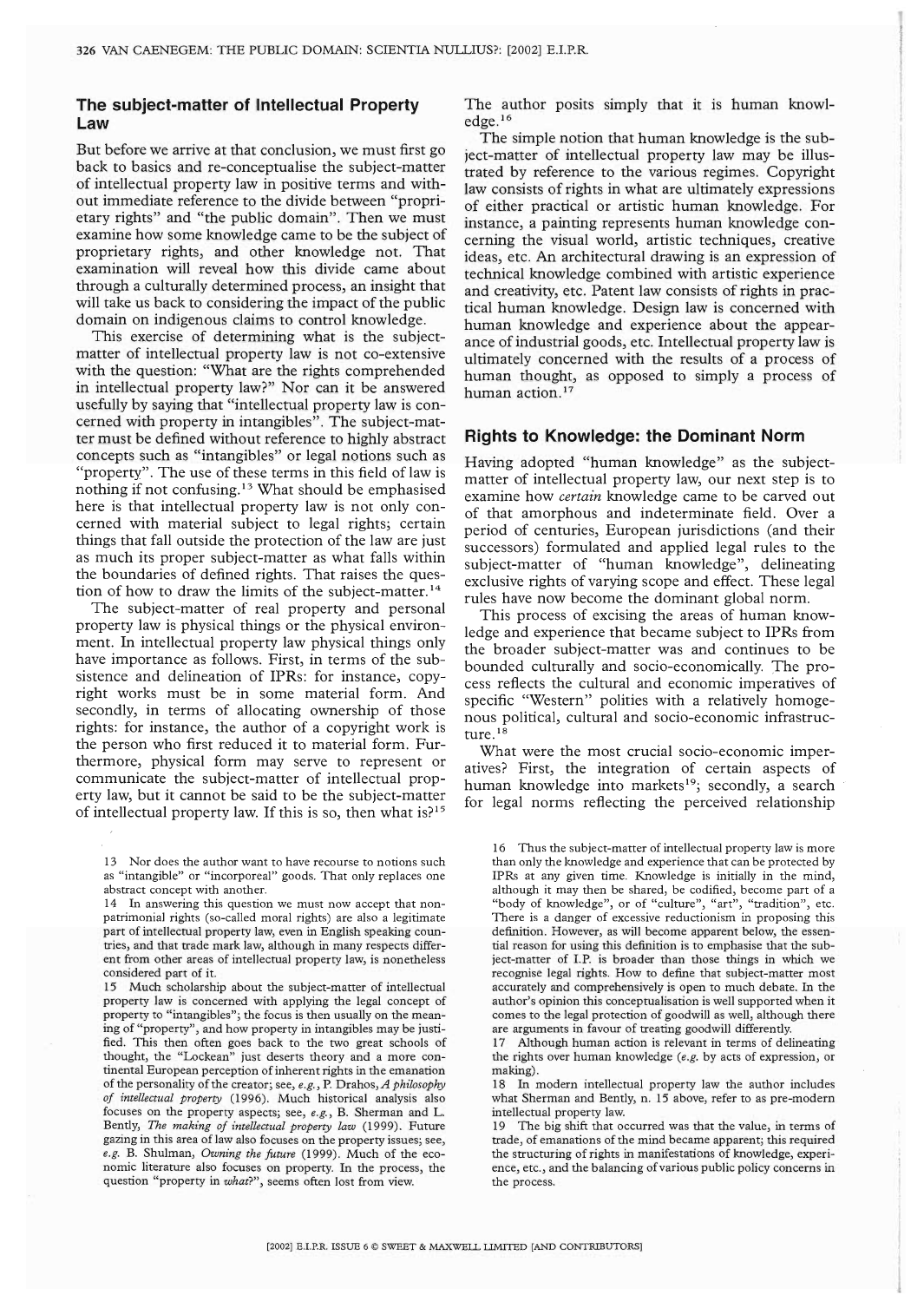## The subject-matter of Intellectual Property Law

But before we arrive at that conclusion, we must first go back to basics and re-conceptualise the subject-matter of intellectual property law in positive terms and without immediate reference to the divide between "proprietary rights" and "the public domain". Then we must examine how some knowledge came to be the subject of proprietary rights, and other knowledge not. That examination will reveal how this divide came about through a culturally determined process, an insight that will take us back to considering the impact of the public domain on indigenous claims to control knowledge.

This exercise of determining what is the subject-matter of intellectual property law is not co-extensive with the question: "What are the rights comprehended in intellectual property law?" Nor can it be answered usefully by saying that "intellectual property law is concerned with property in intangibles". The subject-matter must be defined without reference to highly abstract concepts such as "intangibles" or legal notions such as "property". The use of these terms in this field of law is nothing if not confusing.[13] What should be emphasised here is that intellectual property law is not only concerned with material subject to legal rights; certain things that fall outside the protection of the law are just as much its proper subject-matter as what falls within the boundaries of defined rights. That raises the question of how to draw the limits of the subject-matter.[14]

The subject-matter of real property and personal property law is physical things or the physical environment. In intellectual property law physical things only have importance as follows. First, in terms of the subsistence and delineation of IPRs: for instance, copyright works must be in some material form. And secondly, in terms of allocating ownership of those rights: for instance, the author of a copyright work is the person who first reduced it to material form. Furthermore, physical form may serve to represent or communicate the subject-matter of intellectual property law, but it cannot be said to be the subject-matter of intellectual property law. If this is so, then what is?[15] The author posits simply that it is human knowledge.[16]

The simple notion that human knowledge is the subject-matter of intellectual property law may be illustrated by reference to the various regimes. Copyright law consists of rights in what are ultimately expressions of either practical or artistic human knowledge. For instance, a painting represents human knowledge concerning the visual world, artistic techniques, creative ideas, etc. An architectural drawing is an expression of technical knowledge combined with artistic experience and creativity, etc. Patent law consists of rights in practical human knowledge. Design law is concerned with human knowledge and experience about the appearance of industrial goods, etc. Intellectual property law is ultimately concerned with the results of a process of human thought, as opposed to simply a process of human action.[17]

## Rights to Knowledge: the Dominant Norm

Having adopted "human knowledge" as the subject-matter of intellectual property law, our next step is to examine how *certain* knowledge came to be carved out of that amorphous and indeterminate field. Over a period of centuries, European jurisdictions (and their successors) formulated and applied legal rules to the subject-matter of "human knowledge", delineating exclusive rights of varying scope and effect. These legal rules have now become the dominant global norm.

This process of excising the areas of human knowledge and experience that became subject to IPRs from the broader subject-matter was and continues to be bounded culturally and socio-economically. The process reflects the cultural and economic imperatives of specific "Western" polities with a relatively homogenous political, cultural and socio-economic infrastructure.[18]

What were the most crucial socio-economic imperatives? First, the integration of certain aspects of human knowledge into markets[19]; secondly, a search for legal norms reflecting the perceived relationship

---

13 Nor does the author want to have recourse to notions such as "intangible" or "incorporeal" goods. That only replaces one abstract concept with another.

14 In answering this question we must now accept that non-patrimonial rights (so-called moral rights) are also a legitimate part of intellectual property law, even in English speaking countries, and that trade mark law, although in many respects different from other areas of intellectual property law, is nonetheless considered part of it.

15 Much scholarship about the subject-matter of intellectual property law is concerned with applying the legal concept of property to "intangibles"; the focus is then usually on the meaning of "property", and how property in intangibles may be justified. This then often goes back to the two great schools of thought, the "Lockean" just deserts theory and a more continental European perception of inherent rights in the emanation of the personality of the creator; see, *e.g.*, P. Drahos, *A philosophy of intellectual property* (1996). Much historical analysis also focuses on the property aspects; see, *e.g.*, B. Sherman and L. Bently, *The making of intellectual property law* (1999). Future gazing in this area of law also focuses on the property issues; see, *e.g.* B. Shulman, *Owning the future* (1999). Much of the economic literature also focuses on property. In the process, the question "property in *what?*", seems often lost from view.

16 Thus the subject-matter of intellectual property law is more than only the knowledge and experience that can be protected by IPRs at any given time. Knowledge is initially in the mind, although it may then be shared, be codified, become part of a "body of knowledge", or of "culture", "art", "tradition", etc. There is a danger of excessive reductionism in proposing this definition. However, as will become apparent below, the essential reason for using this definition is to emphasise that the subject-matter of I.P. is broader than those things in which we recognise legal rights. How to define that subject-matter most accurately and comprehensively is open to much debate. In the author's opinion this conceptualisation is well supported when it comes to the legal protection of goodwill as well, although there are arguments in favour of treating goodwill differently.

17 Although human action is relevant in terms of delineating the rights over human knowledge (*e.g.* by acts of expression, or making).

18 In modern intellectual property law the author includes what Sherman and Bently, n. 15 above, refer to as pre-modern intellectual property law.

19 The big shift that occurred was that the value, in terms of trade, of emanations of the mind became apparent; this required the structuring of rights in manifestations of knowledge, experience, etc., and the balancing of various public policy concerns in the process.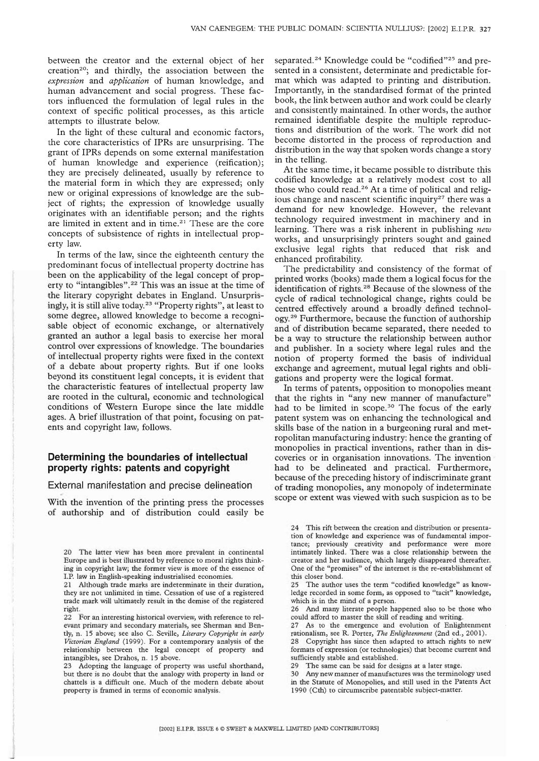between the creator and the external object of her creation[20]; and thirdly, the association between the *expression* and *application* of human knowledge, and human advancement and social progress. These factors influenced the formulation of legal rules in the context of specific political processes, as this article attempts to illustrate below.

In the light of these cultural and economic factors, the core characteristics of IPRs are unsurprising. The grant of IPRs depends on some external manifestation of human knowledge and experience (reification); they are precisely delineated, usually by reference to the material form in which they are expressed; only new or original expressions of knowledge are the subject of rights; the expression of knowledge usually originates with an identifiable person; and the rights are limited in extent and in time.[21] These are the core concepts of subsistence of rights in intellectual property law.

In terms of the law, since the eighteenth century the predominant focus of intellectual property doctrine has been on the applicability of the legal concept of property to "intangibles".[22] This was an issue at the time of the literary copyright debates in England. Unsurprisingly, it is still alive today.[23] "Property rights", at least to some degree, allowed knowledge to become a recognisable object of economic exchange, or alternatively granted an author a legal basis to exercise her moral control over expressions of knowledge. The boundaries of intellectual property rights were fixed in the context of a debate about property rights. But if one looks beyond its constituent legal concepts, it is evident that the characteristic features of intellectual property law are rooted in the cultural, economic and technological conditions of Western Europe since the late middle ages. A brief illustration of that point, focusing on patents and copyright law, follows.

## Determining the boundaries of intellectual property rights: patents and copyright

### External manifestation and precise delineation

With the invention of the printing press the processes of authorship and of distribution could easily be separated.[24] Knowledge could be "codified"[25] and presented in a consistent, determinate and predictable format which was adapted to printing and distribution. Importantly, in the standardised format of the printed book, the link between author and work could be clearly and consistently maintained. In other words, the author remained identifiable despite the multiple reproductions and distribution of the work. The work did not become distorted in the process of reproduction and distribution in the way that spoken words change a story in the telling.

At the same time, it became possible to distribute this codified knowledge at a relatively modest cost to all those who could read.[26] At a time of political and religious change and nascent scientific inquiry[27] there was a demand for new knowledge. However, the relevant technology required investment in machinery and in learning. There was a risk inherent in publishing *new* works, and unsurprisingly printers sought and gained exclusive legal rights that reduced that risk and enhanced profitability.

The predictability and consistency of the format of printed works (books) made them a logical focus for the identification of rights.[28] Because of the slowness of the cycle of radical technological change, rights could be centred effectively around a broadly defined technology.[29] Furthermore, because the function of authorship and of distribution became separated, there needed to be a way to structure the relationship between author and publisher. In a society where legal rules and the notion of property formed the basis of individual exchange and agreement, mutual legal rights and obligations and property were the logical format.

In terms of patents, opposition to monopolies meant that the rights in "any new manner of manufacture" had to be limited in scope.[30] The focus of the early patent system was on enhancing the technological and skills base of the nation in a burgeoning rural and metropolitan manufacturing industry: hence the granting of monopolies in practical inventions, rather than in discoveries or in organisation innovations. The invention had to be delineated and practical. Furthermore, because of the preceding history of indiscriminate grant of trading monopolies, any monopoly of indeterminate scope or extent was viewed with such suspicion as to be

---

20 The latter view has been more prevalent in continental Europe and is best illustrated by reference to moral rights thinking in copyright law; the former view is more of the essence of I.P. law in English-speaking industrialised economies.

21 Although trade marks are indeterminate in their duration, they are not unlimited in time. Cessation of use of a registered trade mark will ultimately result in the demise of the registered right.

22 For an interesting historical overview, with reference to relevant primary and secondary materials, see Sherman and Bently, n. 15 above; see also C. Seville, *Literary Copyright in early Victorian England* (1999). For a contemporary analysis of the relationship between the legal concept of property and intangibles, see Drahos, n. 15 above.

23 Adopting the language of property was useful shorthand, but there is no doubt that the analogy with property in land or chattels is a difficult one. Much of the modern debate about property is framed in terms of economic analysis.

24 This rift between the creation and distribution or presentation of knowledge and experience was of fundamental importance; previously creativity and performance were more intimately linked. There was a close relationship between the creator and her audience, which largely disappeared thereafter. One of the "promises" of the internet is the re-establishment of this closer bond.

25 The author uses the term "codified knowledge" as knowledge recorded in some form, as opposed to "tacit" knowledge, which is in the mind of a person.

26 And many literate people happened also to be those who could afford to master the skill of reading and writing.

27 As to the emergence and evolution of Enlightenment rationalism, see R. Porter, *The Enlightenment* (2nd ed., 2001).

28 Copyright has since then adapted to attach rights to new formats of expression (or technologies) that become current and sufficiently stable and established.

29 The same can be said for designs at a later stage.

30 Any new manner of manufactures was the terminology used in the Statute of Monopolies, and still used in the Patents Act 1990 (Cth) to circumscribe patentable subject-matter.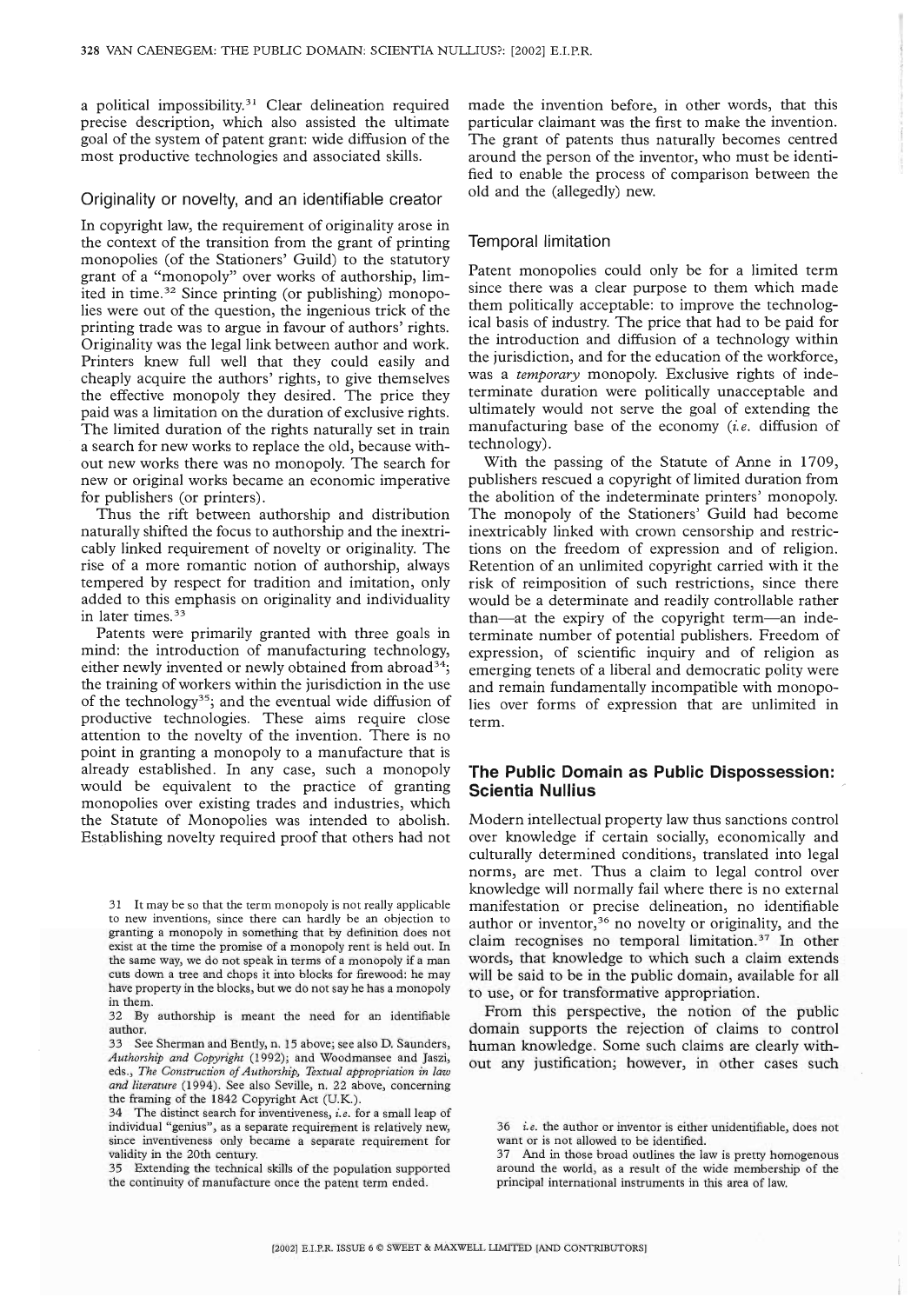a political impossibility.[31] Clear delineation required precise description, which also assisted the ultimate goal of the system of patent grant: wide diffusion of the most productive technologies and associated skills.

### Originality or novelty, and an identifiable creator

In copyright law, the requirement of originality arose in the context of the transition from the grant of printing monopolies (of the Stationers' Guild) to the statutory grant of a "monopoly" over works of authorship, limited in time.[32] Since printing (or publishing) monopolies were out of the question, the ingenious trick of the printing trade was to argue in favour of authors' rights. Originality was the legal link between author and work. Printers knew full well that they could easily and cheaply acquire the authors' rights, to give themselves the effective monopoly they desired. The price they paid was a limitation on the duration of exclusive rights. The limited duration of the rights naturally set in train a search for new works to replace the old, because without new works there was no monopoly. The search for new or original works became an economic imperative for publishers (or printers).

Thus the rift between authorship and distribution naturally shifted the focus to authorship and the inextricably linked requirement of novelty or originality. The rise of a more romantic notion of authorship, always tempered by respect for tradition and imitation, only added to this emphasis on originality and individuality in later times.[33]

Patents were primarily granted with three goals in mind: the introduction of manufacturing technology, either newly invented or newly obtained from abroad[34]; the training of workers within the jurisdiction in the use of the technology[35]; and the eventual wide diffusion of productive technologies. These aims require close attention to the novelty of the invention. There is no point in granting a monopoly to a manufacture that is already established. In any case, such a monopoly would be equivalent to the practice of granting monopolies over existing trades and industries, which the Statute of Monopolies was intended to abolish. Establishing novelty required proof that others had not made the invention before, in other words, that this particular claimant was the first to make the invention. The grant of patents thus naturally becomes centred around the person of the inventor, who must be identified to enable the process of comparison between the old and the (allegedly) new.

### Temporal limitation

Patent monopolies could only be for a limited term since there was a clear purpose to them which made them politically acceptable: to improve the technological basis of industry. The price that had to be paid for the introduction and diffusion of a technology within the jurisdiction, and for the education of the workforce, was a *temporary* monopoly. Exclusive rights of indeterminate duration were politically unacceptable and ultimately would not serve the goal of extending the manufacturing base of the economy (*i.e.* diffusion of technology).

With the passing of the Statute of Anne in 1709, publishers rescued a copyright of limited duration from the abolition of the indeterminate printers' monopoly. The monopoly of the Stationers' Guild had become inextricably linked with crown censorship and restrictions on the freedom of expression and of religion. Retention of an unlimited copyright carried with it the risk of reimposition of such restrictions, since there would be a determinate and readily controllable rather than—at the expiry of the copyright term—an indeterminate number of potential publishers. Freedom of expression, of scientific inquiry and of religion as emerging tenets of a liberal and democratic polity were and remain fundamentally incompatible with monopolies over forms of expression that are unlimited in term.

## The Public Domain as Public Dispossession: Scientia Nullius

Modern intellectual property law thus sanctions control over knowledge if certain socially, economically and culturally determined conditions, translated into legal norms, are met. Thus a claim to legal control over knowledge will normally fail where there is no external manifestation or precise delineation, no identifiable author or inventor,[36] no novelty or originality, and the claim recognises no temporal limitation.[37] In other words, that knowledge to which such a claim extends will be said to be in the public domain, available for all to use, or for transformative appropriation.

From this perspective, the notion of the public domain supports the rejection of claims to control human knowledge. Some such claims are clearly without any justification; however, in other cases such

---

31 It may be so that the term monopoly is not really applicable to new inventions, since there can hardly be an objection to granting a monopoly in something that by definition does not exist at the time the promise of a monopoly rent is held out. In the same way, we do not speak in terms of a monopoly if a man cuts down a tree and chops it into blocks for firewood: he may have property in the blocks, but we do not say he has a monopoly in them.

32 By authorship is meant the need for an identifiable author.

33 See Sherman and Bently, n. 15 above; see also D. Saunders, *Authorship and Copyright* (1992); and Woodmansee and Jaszi, eds., *The Construction of Authorship, Textual appropriation in law and literature* (1994). See also Seville, n. 22 above, concerning the framing of the 1842 Copyright Act (U.K.).

34 The distinct search for inventiveness, *i.e.* for a small leap of individual "genius", as a separate requirement is relatively new, since inventiveness only became a separate requirement for validity in the 20th century.

35 Extending the technical skills of the population supported the continuity of manufacture once the patent term ended.

36 *i.e.* the author or inventor is either unidentifiable, does not want or is not allowed to be identified.

37 And in those broad outlines the law is pretty homogenous around the world, as a result of the wide membership of the principal international instruments in this area of law.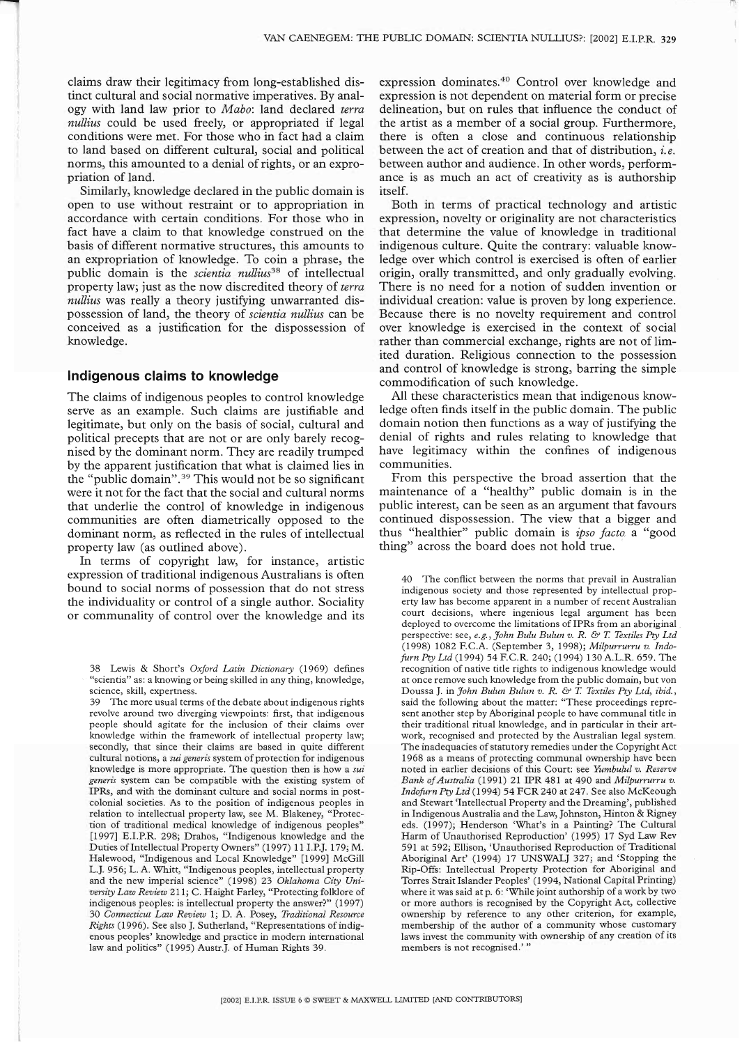claims draw their legitimacy from long-established distinct cultural and social normative imperatives. By analogy with land law prior to *Mabo*: land declared *terra nullius* could be used freely, or appropriated if legal conditions were met. For those who in fact had a claim to land based on different cultural, social and political norms, this amounted to a denial of rights, or an expropriation of land.

Similarly, knowledge declared in the public domain is open to use without restraint or to appropriation in accordance with certain conditions. For those who in fact have a claim to that knowledge construed on the basis of different normative structures, this amounts to an expropriation of knowledge. To coin a phrase, the public domain is the *scientia nullius*[38] of intellectual property law; just as the now discredited theory of *terra nullius* was really a theory justifying unwarranted dispossession of land, the theory of *scientia nullius* can be conceived as a justification for the dispossession of knowledge.

## Indigenous claims to knowledge

The claims of indigenous peoples to control knowledge serve as an example. Such claims are justifiable and legitimate, but only on the basis of social, cultural and political precepts that are not or are only barely recognised by the dominant norm. They are readily trumped by the apparent justification that what is claimed lies in the "public domain".[39] This would not be so significant were it not for the fact that the social and cultural norms that underlie the control of knowledge in indigenous communities are often diametrically opposed to the dominant norm, as reflected in the rules of intellectual property law (as outlined above).

In terms of copyright law, for instance, artistic expression of traditional indigenous Australians is often bound to social norms of possession that do not stress the individuality or control of a single author. Sociality or communality of control over the knowledge and its expression dominates.[40] Control over knowledge and expression is not dependent on material form or precise delineation, but on rules that influence the conduct of the artist as a member of a social group. Furthermore, there is often a close and continuous relationship between the act of creation and that of distribution, *i.e.* between author and audience. In other words, performance is as much an act of creativity as is authorship itself.

Both in terms of practical technology and artistic expression, novelty or originality are not characteristics that determine the value of knowledge in traditional indigenous culture. Quite the contrary: valuable knowledge over which control is exercised is often of earlier origin, orally transmitted, and only gradually evolving. There is no need for a notion of sudden invention or individual creation: value is proven by long experience. Because there is no novelty requirement and control over knowledge is exercised in the context of social rather than commercial exchange, rights are not of limited duration. Religious connection to the possession and control of knowledge is strong, barring the simple commodification of such knowledge.

All these characteristics mean that indigenous knowledge often finds itself in the public domain. The public domain notion then functions as a way of justifying the denial of rights and rules relating to knowledge that have legitimacy within the confines of indigenous communities.

From this perspective the broad assertion that the maintenance of a "healthy" public domain is in the public interest, can be seen as an argument that favours continued dispossession. The view that a bigger and thus "healthier" public domain is *ipso facto* a "good thing" across the board does not hold true.

---

38 Lewis & Short's *Oxford Latin Dictionary* (1969) defines "scientia" as: a knowing or being skilled in any thing, knowledge, science, skill, expertness.

39 The more usual terms of the debate about indigenous rights revolve around two diverging viewpoints: first, that indigenous people should agitate for the inclusion of their claims over knowledge within the framework of intellectual property law; secondly, that since their claims are based in quite different cultural notions, a *sui generis* system of protection for indigenous knowledge is more appropriate. The question then is how a *sui generis* system can be compatible with the existing system of IPRs, and with the dominant culture and social norms in post-colonial societies. As to the position of indigenous peoples in relation to intellectual property law, see M. Blakeney, "Protection of traditional medical knowledge of indigenous peoples" [1997] E.I.P.R. 298; Drahos, "Indigenous knowledge and the Duties of Intellectual Property Owners" (1997) 11 I.P.J. 179; M. Halewood, "Indigenous and Local Knowledge" [1999] McGill L.J. 956; L. A. Whitt, "Indigenous peoples, intellectual property and the new imperial science" (1998) 23 *Oklahoma City University Law Review* 211; C. Haight Farley, "Protecting folklore of indigenous peoples: is intellectual property the answer?" (1997) 30 *Connecticut Law Review* 1; D. A. Posey, *Traditional Resource Rights* (1996). See also J. Sutherland, "Representations of indigenous peoples' knowledge and practice in modern international law and politics" (1995) Austr.J. of Human Rights 39.

40 The conflict between the norms that prevail in Australian indigenous society and those represented by intellectual property law has become apparent in a number of recent Australian court decisions, where ingenious legal argument has been deployed to overcome the limitations of IPRs from an aboriginal perspective: see, *e.g.*, *John Bulu Bulun v. R. & T. Textiles Pty Ltd* (1998) 1082 F.C.A. (September 3, 1998); *Milpurrurru v. Indofurn Pty Ltd* (1994) 54 F.C.R. 240; (1994) 130 A.L.R. 659. The recognition of native title rights to indigenous knowledge would at once remove such knowledge from the public domain, but von Doussa J. in *John Bulun Bulun v. R. & T. Textiles Pty Ltd*, *ibid.*, said the following about the matter: "These proceedings represent another step by Aboriginal people to have communal title in their traditional ritual knowledge, and in particular in their artwork, recognised and protected by the Australian legal system. The inadequacies of statutory remedies under the Copyright Act 1968 as a means of protecting communal ownership have been noted in earlier decisions of this Court: see *Yumbulul v. Reserve Bank of Australia* (1991) 21 IPR 481 at 490 and *Milpurrurru v. Indofurn Pty Ltd* (1994) 54 FCR 240 at 247. See also McKeough and Stewart 'Intellectual Property and the Dreaming', published in Indigenous Australia and the Law, Johnston, Hinton & Rigney eds. (1997); Henderson 'What's in a Painting? The Cultural Harm of Unauthorised Reproduction' (1995) 17 Syd Law Rev 591 at 592; Ellison, 'Unauthorised Reproduction of Traditional Aboriginal Art' (1994) 17 UNSWALJ 327; and 'Stopping the Rip-Offs: Intellectual Property Protection for Aboriginal and Torres Strait Islander Peoples' (1994, National Capital Printing) where it was said at p. 6: 'While joint authorship of a work by two or more authors is recognised by the Copyright Act, collective ownership by reference to any other criterion, for example, membership of the author of a community whose customary laws invest the community with ownership of any creation of its members is not recognised.' "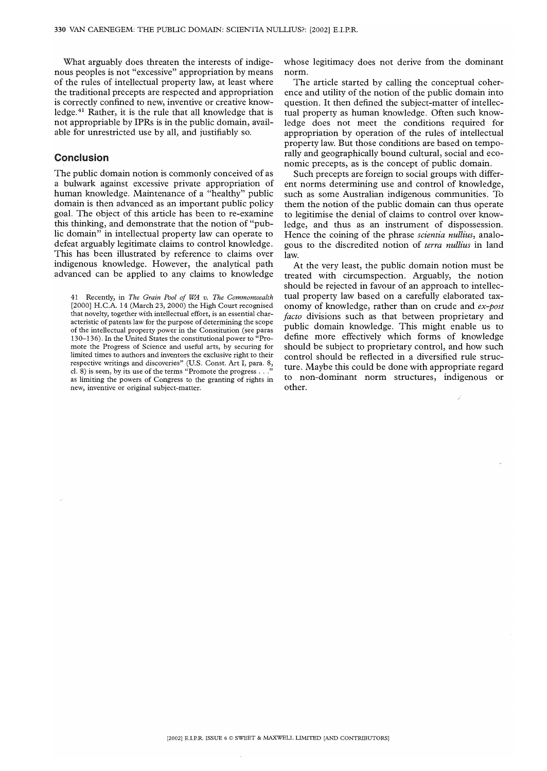What arguably does threaten the interests of indigenous peoples is not "excessive" appropriation by means of the rules of intellectual property law, at least where the traditional precepts are respected and appropriation is correctly confined to new, inventive or creative knowledge.[41] Rather, it is the rule that all knowledge that is not appropriable by IPRs is in the public domain, available for unrestricted use by all, and justifiably so.

## Conclusion

The public domain notion is commonly conceived of as a bulwark against excessive private appropriation of human knowledge. Maintenance of a "healthy" public domain is then advanced as an important public policy goal. The object of this article has been to re-examine this thinking, and demonstrate that the notion of "public domain" in intellectual property law can operate to defeat arguably legitimate claims to control knowledge. This has been illustrated by reference to claims over indigenous knowledge. However, the analytical path advanced can be applied to any claims to knowledge whose legitimacy does not derive from the dominant norm.

The article started by calling the conceptual coherence and utility of the notion of the public domain into question. It then defined the subject-matter of intellectual property as human knowledge. Often such knowledge does not meet the conditions required for appropriation by operation of the rules of intellectual property law. But those conditions are based on temporally and geographically bound cultural, social and economic precepts, as is the concept of public domain.

Such precepts are foreign to social groups with different norms determining use and control of knowledge, such as some Australian indigenous communities. To them the notion of the public domain can thus operate to legitimise the denial of claims to control over knowledge, and thus as an instrument of dispossession. Hence the coining of the phrase *scientia nullius*, analogous to the discredited notion of *terra nullius* in land law.

At the very least, the public domain notion must be treated with circumspection. Arguably, the notion should be rejected in favour of an approach to intellectual property law based on a carefully elaborated taxonomy of knowledge, rather than on crude and *ex-post facto* divisions such as that between proprietary and public domain knowledge. This might enable us to define more effectively which forms of knowledge should be subject to proprietary control, and how such control should be reflected in a diversified rule structure. Maybe this could be done with appropriate regard to non-dominant norm structures, indigenous or other.

41 Recently, in *The Grain Pool of WA v. The Commonwealth* [2000] H.C.A. 14 (March 23, 2000) the High Court recognised that novelty, together with intellectual effort, is an essential characteristic of patents law for the purpose of determining the scope of the intellectual property power in the Constitution (see paras 130–136). In the United States the constitutional power to "Promote the Progress of Science and useful arts, by securing for limited times to authors and inventors the exclusive right to their respective writings and discoveries" (U.S. Const. Art I, para. 8, cl. 8) is seen, by its use of the terms "Promote the progress . . ." as limiting the powers of Congress to the granting of rights in new, inventive or original subject-matter.